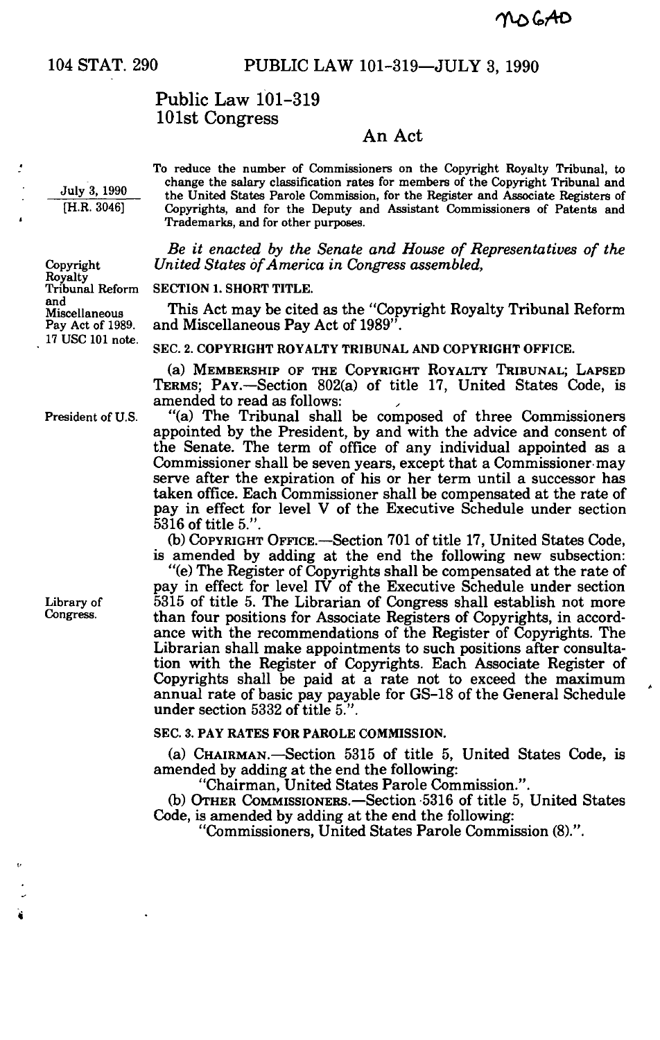# Public Law 101-319
## 101st Congress

## An Act

July 3, 1990
[H.R. 3046]

To reduce the number of Commissioners on the Copyright Royalty Tribunal, to change the salary classification rates for members of the Copyright Tribunal and the United States Parole Commission, for the Register and Associate Registers of Copyrights, and for the Deputy and Assistant Commissioners of Patents and Trademarks, and for other purposes.

*Be it enacted by the Senate and House of Representatives of the United States of America in Congress assembled,*

Copyright Royalty Tribunal Reform and Miscellaneous Pay Act of 1989.
17 USC 101 note.

**SECTION 1. SHORT TITLE.**

This Act may be cited as the "Copyright Royalty Tribunal Reform and Miscellaneous Pay Act of 1989".

**SEC. 2. COPYRIGHT ROYALTY TRIBUNAL AND COPYRIGHT OFFICE.**

(a) MEMBERSHIP OF THE COPYRIGHT ROYALTY TRIBUNAL; LAPSED TERMS; PAY.—Section 802(a) of title 17, United States Code, is amended to read as follows:

President of U.S.

"(a) The Tribunal shall be composed of three Commissioners appointed by the President, by and with the advice and consent of the Senate. The term of office of any individual appointed as a Commissioner shall be seven years, except that a Commissioner may serve after the expiration of his or her term until a successor has taken office. Each Commissioner shall be compensated at the rate of pay in effect for level V of the Executive Schedule under section 5316 of title 5.".

(b) COPYRIGHT OFFICE.—Section 701 of title 17, United States Code, is amended by adding at the end the following new subsection:

Library of Congress.

"(e) The Register of Copyrights shall be compensated at the rate of pay in effect for level IV of the Executive Schedule under section 5315 of title 5. The Librarian of Congress shall establish not more than four positions for Associate Registers of Copyrights, in accordance with the recommendations of the Register of Copyrights. The Librarian shall make appointments to such positions after consultation with the Register of Copyrights. Each Associate Register of Copyrights shall be paid at a rate not to exceed the maximum annual rate of basic pay payable for GS-18 of the General Schedule under section 5332 of title 5.".

**SEC. 3. PAY RATES FOR PAROLE COMMISSION.**

(a) CHAIRMAN.—Section 5315 of title 5, United States Code, is amended by adding at the end the following:

"Chairman, United States Parole Commission.".

(b) OTHER COMMISSIONERS.—Section 5316 of title 5, United States Code, is amended by adding at the end the following:

"Commissioners, United States Parole Commission (8).".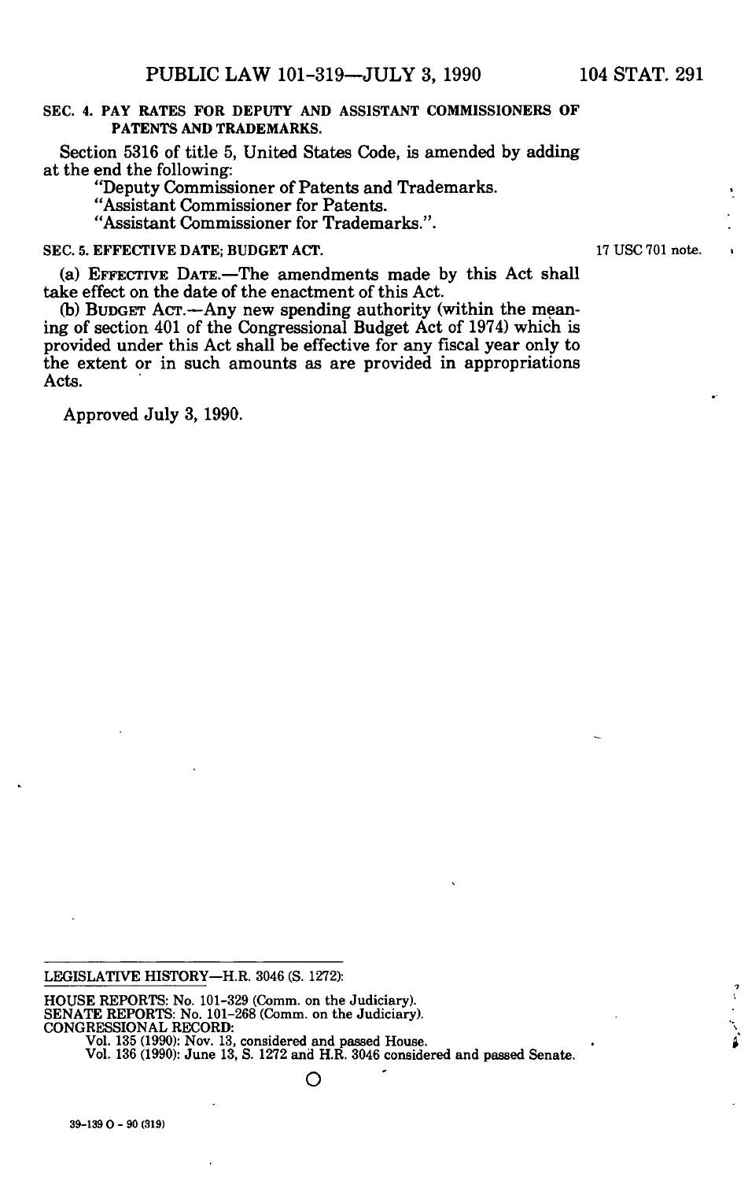**SEC. 4. PAY RATES FOR DEPUTY AND ASSISTANT COMMISSIONERS OF PATENTS AND TRADEMARKS.**

Section 5316 of title 5, United States Code, is amended by adding at the end the following:

"Deputy Commissioner of Patents and Trademarks.

"Assistant Commissioner for Patents.

"Assistant Commissioner for Trademarks.".

**SEC. 5. EFFECTIVE DATE; BUDGET ACT.**

17 USC 701 note.

(a) EFFECTIVE DATE.—The amendments made by this Act shall take effect on the date of the enactment of this Act.

(b) BUDGET ACT.—Any new spending authority (within the meaning of section 401 of the Congressional Budget Act of 1974) which is provided under this Act shall be effective for any fiscal year only to the extent or in such amounts as are provided in appropriations Acts.

Approved July 3, 1990.

---

LEGISLATIVE HISTORY—H.R. 3046 (S. 1272):

HOUSE REPORTS: No. 101-329 (Comm. on the Judiciary).
SENATE REPORTS: No. 101-268 (Comm. on the Judiciary).
CONGRESSIONAL RECORD:
Vol. 135 (1990): Nov. 13, considered and passed House.
Vol. 136 (1990): June 13, S. 1272 and H.R. 3046 considered and passed Senate.

39-139 O - 90 (319)